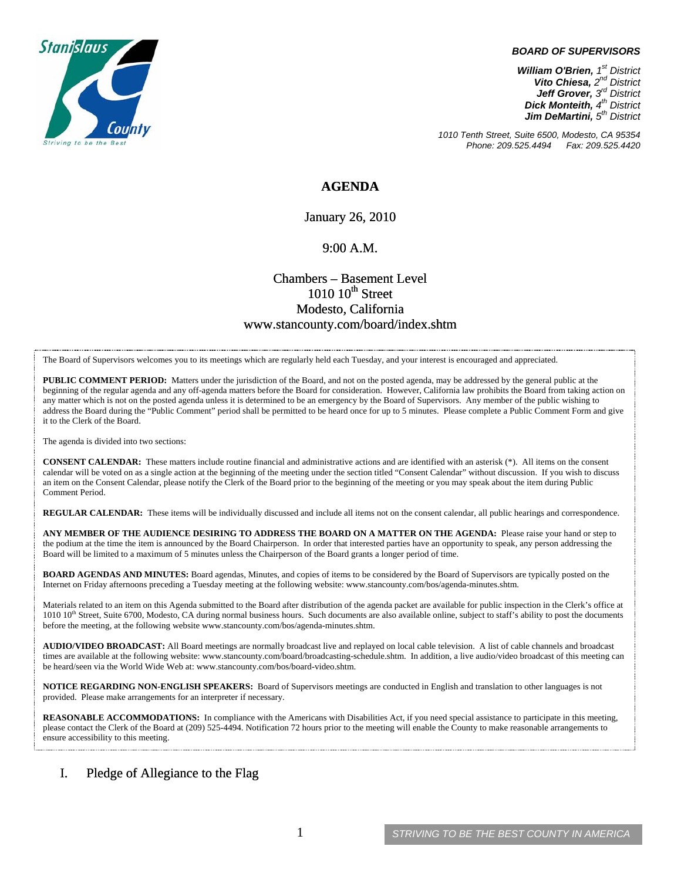**BOARD OF SUPERVISORS**

***William O'Brien,** 1st District*
***Vito Chiesa,** 2nd District*
***Jeff Grover,** 3rd District*
***Dick Monteith,** 4th District*
***Jim DeMartini,** 5th District*

*1010 Tenth Street, Suite 6500, Modesto, CA 95354*
*Phone: 209.525.4494 Fax: 209.525.4420*

# AGENDA

January 26, 2010

9:00 A.M.

Chambers – Basement Level
1010 10th Street
Modesto, California
www.stancounty.com/board/index.shtm

The Board of Supervisors welcomes you to its meetings which are regularly held each Tuesday, and your interest is encouraged and appreciated.

**PUBLIC COMMENT PERIOD:** Matters under the jurisdiction of the Board, and not on the posted agenda, may be addressed by the general public at the beginning of the regular agenda and any off-agenda matters before the Board for consideration. However, California law prohibits the Board from taking action on any matter which is not on the posted agenda unless it is determined to be an emergency by the Board of Supervisors. Any member of the public wishing to address the Board during the "Public Comment" period shall be permitted to be heard once for up to 5 minutes. Please complete a Public Comment Form and give it to the Clerk of the Board.

The agenda is divided into two sections:

**CONSENT CALENDAR:** These matters include routine financial and administrative actions and are identified with an asterisk (*). All items on the consent calendar will be voted on as a single action at the beginning of the meeting under the section titled "Consent Calendar" without discussion. If you wish to discuss an item on the Consent Calendar, please notify the Clerk of the Board prior to the beginning of the meeting or you may speak about the item during Public Comment Period.

**REGULAR CALENDAR:** These items will be individually discussed and include all items not on the consent calendar, all public hearings and correspondence.

**ANY MEMBER OF THE AUDIENCE DESIRING TO ADDRESS THE BOARD ON A MATTER ON THE AGENDA:** Please raise your hand or step to the podium at the time the item is announced by the Board Chairperson. In order that interested parties have an opportunity to speak, any person addressing the Board will be limited to a maximum of 5 minutes unless the Chairperson of the Board grants a longer period of time.

**BOARD AGENDAS AND MINUTES:** Board agendas, Minutes, and copies of items to be considered by the Board of Supervisors are typically posted on the Internet on Friday afternoons preceding a Tuesday meeting at the following website: www.stancounty.com/bos/agenda-minutes.shtm.

Materials related to an item on this Agenda submitted to the Board after distribution of the agenda packet are available for public inspection in the Clerk's office at 1010 10th Street, Suite 6700, Modesto, CA during normal business hours. Such documents are also available online, subject to staff's ability to post the documents before the meeting, at the following website www.stancounty.com/bos/agenda-minutes.shtm.

**AUDIO/VIDEO BROADCAST:** All Board meetings are normally broadcast live and replayed on local cable television. A list of cable channels and broadcast times are available at the following website: www.stancounty.com/board/broadcasting-schedule.shtm. In addition, a live audio/video broadcast of this meeting can be heard/seen via the World Wide Web at: www.stancounty.com/bos/board-video.shtm.

**NOTICE REGARDING NON-ENGLISH SPEAKERS:** Board of Supervisors meetings are conducted in English and translation to other languages is not provided. Please make arrangements for an interpreter if necessary.

**REASONABLE ACCOMMODATIONS:** In compliance with the Americans with Disabilities Act, if you need special assistance to participate in this meeting, please contact the Clerk of the Board at (209) 525-4494. Notification 72 hours prior to the meeting will enable the County to make reasonable arrangements to ensure accessibility to this meeting.

## I. Pledge of Allegiance to the Flag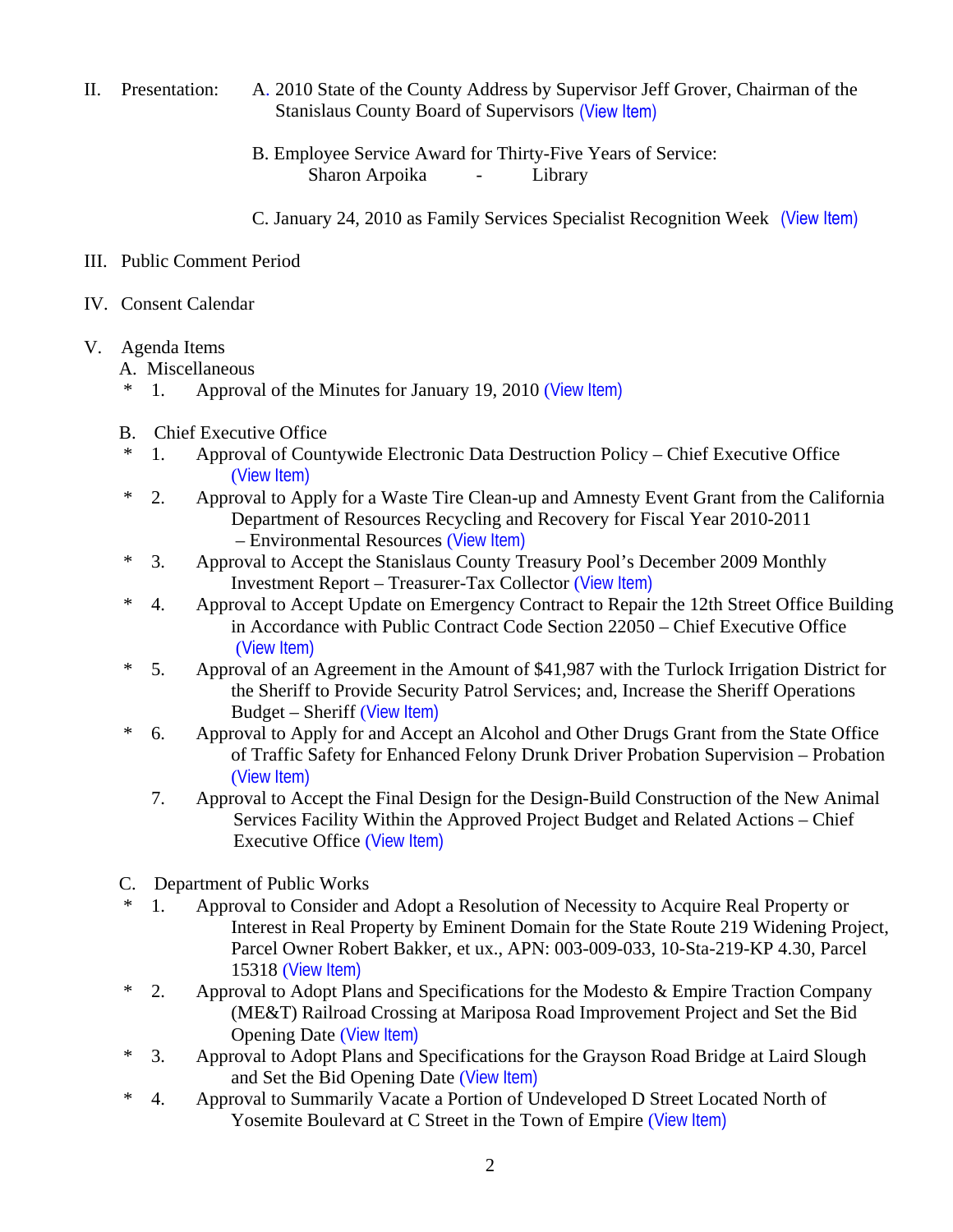II. Presentation:

A. 2010 State of the County Address by Supervisor Jeff Grover, Chairman of the Stanislaus County Board of Supervisors (View Item)

B. Employee Service Award for Thirty-Five Years of Service:
Sharon Arpoika - Library

C. January 24, 2010 as Family Services Specialist Recognition Week (View Item)

III. Public Comment Period

IV. Consent Calendar

V. Agenda Items

A. Miscellaneous

\* 1. Approval of the Minutes for January 19, 2010 (View Item)

B. Chief Executive Office

\* 1. Approval of Countywide Electronic Data Destruction Policy – Chief Executive Office (View Item)

\* 2. Approval to Apply for a Waste Tire Clean-up and Amnesty Event Grant from the California Department of Resources Recycling and Recovery for Fiscal Year 2010-2011 – Environmental Resources (View Item)

\* 3. Approval to Accept the Stanislaus County Treasury Pool's December 2009 Monthly Investment Report – Treasurer-Tax Collector (View Item)

\* 4. Approval to Accept Update on Emergency Contract to Repair the 12th Street Office Building in Accordance with Public Contract Code Section 22050 – Chief Executive Office (View Item)

\* 5. Approval of an Agreement in the Amount of $41,987 with the Turlock Irrigation District for the Sheriff to Provide Security Patrol Services; and, Increase the Sheriff Operations Budget – Sheriff (View Item)

\* 6. Approval to Apply for and Accept an Alcohol and Other Drugs Grant from the State Office of Traffic Safety for Enhanced Felony Drunk Driver Probation Supervision – Probation (View Item)

7. Approval to Accept the Final Design for the Design-Build Construction of the New Animal Services Facility Within the Approved Project Budget and Related Actions – Chief Executive Office (View Item)

C. Department of Public Works

\* 1. Approval to Consider and Adopt a Resolution of Necessity to Acquire Real Property or Interest in Real Property by Eminent Domain for the State Route 219 Widening Project, Parcel Owner Robert Bakker, et ux., APN: 003-009-033, 10-Sta-219-KP 4.30, Parcel 15318 (View Item)

\* 2. Approval to Adopt Plans and Specifications for the Modesto & Empire Traction Company (ME&T) Railroad Crossing at Mariposa Road Improvement Project and Set the Bid Opening Date (View Item)

\* 3. Approval to Adopt Plans and Specifications for the Grayson Road Bridge at Laird Slough and Set the Bid Opening Date (View Item)

\* 4. Approval to Summarily Vacate a Portion of Undeveloped D Street Located North of Yosemite Boulevard at C Street in the Town of Empire (View Item)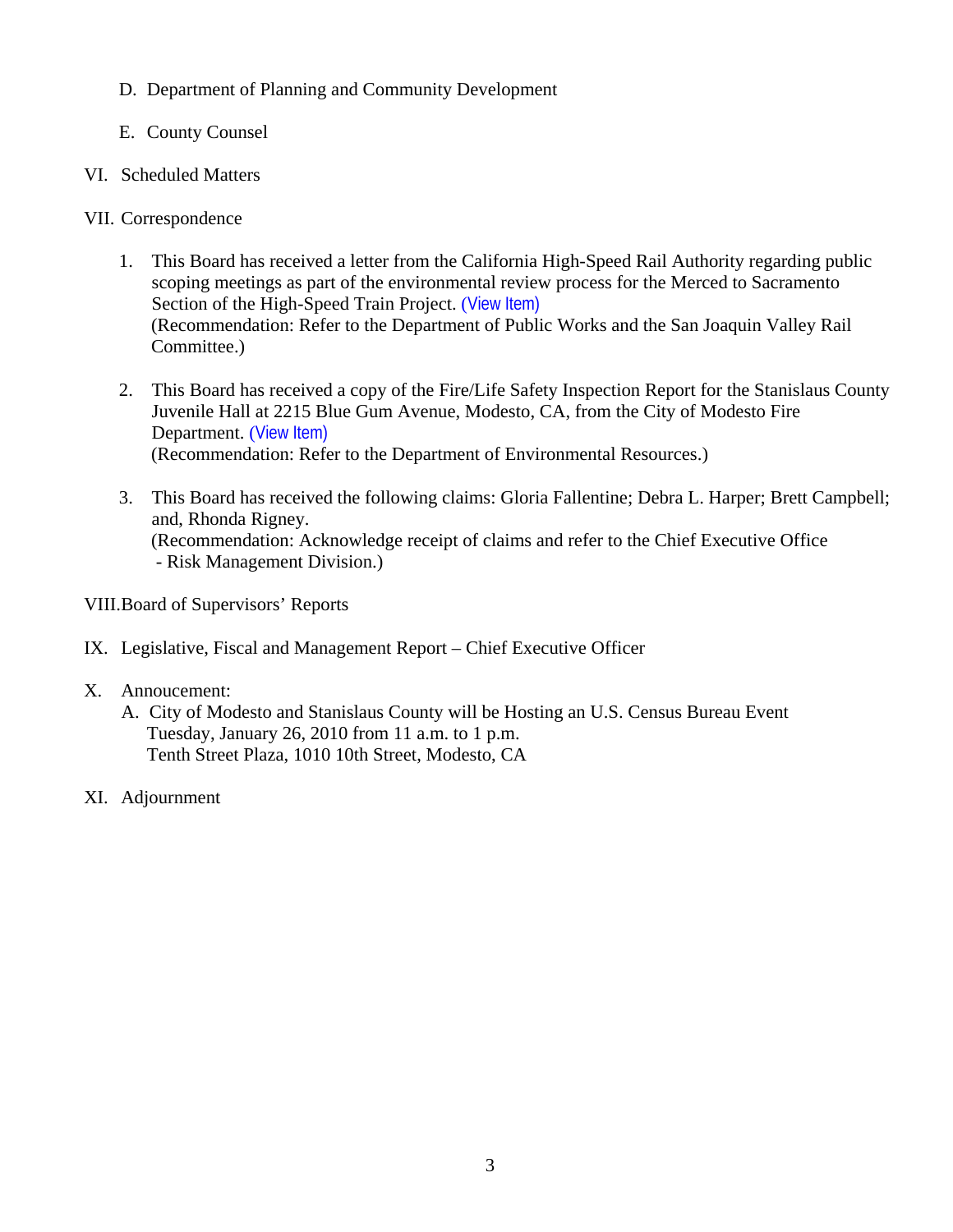D. Department of Planning and Community Development

E. County Counsel

VI. Scheduled Matters

VII. Correspondence

1. This Board has received a letter from the California High-Speed Rail Authority regarding public scoping meetings as part of the environmental review process for the Merced to Sacramento Section of the High-Speed Train Project. (View Item)
   (Recommendation: Refer to the Department of Public Works and the San Joaquin Valley Rail Committee.)

2. This Board has received a copy of the Fire/Life Safety Inspection Report for the Stanislaus County Juvenile Hall at 2215 Blue Gum Avenue, Modesto, CA, from the City of Modesto Fire Department. (View Item)
   (Recommendation: Refer to the Department of Environmental Resources.)

3. This Board has received the following claims: Gloria Fallentine; Debra L. Harper; Brett Campbell; and, Rhonda Rigney.
   (Recommendation: Acknowledge receipt of claims and refer to the Chief Executive Office - Risk Management Division.)

VIII. Board of Supervisors' Reports

IX. Legislative, Fiscal and Management Report – Chief Executive Officer

X. Annoucement:
   A. City of Modesto and Stanislaus County will be Hosting an U.S. Census Bureau Event
   Tuesday, January 26, 2010 from 11 a.m. to 1 p.m.
   Tenth Street Plaza, 1010 10th Street, Modesto, CA

XI. Adjournment